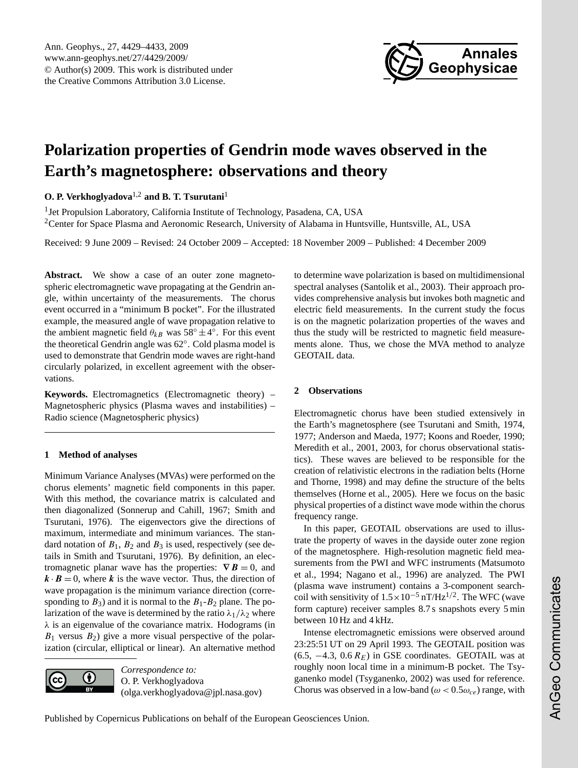# Polarization properties of Gendrin mode waves observed in the Earth's magnetosphere: observations and theory

**O. P. Verkhoglyadova**[1,2] **and B. T. Tsurutani**[1]

[1]Jet Propulsion Laboratory, California Institute of Technology, Pasadena, CA, USA

[2]Center for Space Plasma and Aeronomic Research, University of Alabama in Huntsville, Huntsville, AL, USA

Received: 9 June 2009 – Revised: 24 October 2009 – Accepted: 18 November 2009 – Published: 4 December 2009

**Abstract.** We show a case of an outer zone magnetospheric electromagnetic wave propagating at the Gendrin angle, within uncertainty of the measurements. The chorus event occurred in a "minimum B pocket". For the illustrated example, the measured angle of wave propagation relative to the ambient magnetic field $\theta_{kB}$ was $58^\circ \pm 4^\circ$. For this event the theoretical Gendrin angle was $62^\circ$. Cold plasma model is used to demonstrate that Gendrin mode waves are right-hand circularly polarized, in excellent agreement with the observations.

**Keywords.** Electromagnetics (Electromagnetic theory) – Magnetospheric physics (Plasma waves and instabilities) – Radio science (Magnetospheric physics)

## 1 Method of analyses

Minimum Variance Analyses (MVAs) were performed on the chorus elements' magnetic field components in this paper. With this method, the covariance matrix is calculated and then diagonalized (Sonnerup and Cahill, 1967; Smith and Tsurutani, 1976). The eigenvectors give the directions of maximum, intermediate and minimum variances. The standard notation of $B_1$, $B_2$ and $B_3$ is used, respectively (see details in Smith and Tsurutani, 1976). By definition, an electromagnetic planar wave has the properties: $\nabla \boldsymbol{B} = 0$, and $\boldsymbol{k} \cdot \boldsymbol{B} = 0$, where $\boldsymbol{k}$ is the wave vector. Thus, the direction of wave propagation is the minimum variance direction (corresponding to $B_3$) and it is normal to the $B_1$-$B_2$ plane. The polarization of the wave is determined by the ratio $\lambda_1/\lambda_2$ where $\lambda$ is an eigenvalue of the covariance matrix. Hodograms (in $B_1$ versus $B_2$) give a more visual perspective of the polarization (circular, elliptical or linear). An alternative method to determine wave polarization is based on multidimensional spectral analyses (Santolik et al., 2003). Their approach provides comprehensive analysis but invokes both magnetic and electric field measurements. In the current study the focus is on the magnetic polarization properties of the waves and thus the study will be restricted to magnetic field measurements alone. Thus, we chose the MVA method to analyze GEOTAIL data.

## 2 Observations

Electromagnetic chorus have been studied extensively in the Earth's magnetosphere (see Tsurutani and Smith, 1974, 1977; Anderson and Maeda, 1977; Koons and Roeder, 1990; Meredith et al., 2001, 2003, for chorus observational statistics). These waves are believed to be responsible for the creation of relativistic electrons in the radiation belts (Horne and Thorne, 1998) and may define the structure of the belts themselves (Horne et al., 2005). Here we focus on the basic physical properties of a distinct wave mode within the chorus frequency range.

In this paper, GEOTAIL observations are used to illustrate the property of waves in the dayside outer zone region of the magnetosphere. High-resolution magnetic field measurements from the PWI and WFC instruments (Matsumoto et al., 1994; Nagano et al., 1996) are analyzed. The PWI (plasma wave instrument) contains a 3-component search-coil with sensitivity of $1.5 \times 10^{-5}$ nT/Hz$^{1/2}$. The WFC (wave form capture) receiver samples 8.7 s snapshots every 5 min between 10 Hz and 4 kHz.

Intense electromagnetic emissions were observed around 23:25:51 UT on 29 April 1993. The GEOTAIL position was (6.5, −4.3, 0.6 $R_E$) in GSE coordinates. GEOTAIL was at roughly noon local time in a minimum-B pocket. The Tsyganenko model (Tsyganenko, 2002) was used for reference. Chorus was observed in a low-band ($\omega < 0.5\omega_{ce}$) range, with

*Correspondence to:*
O. P. Verkhoglyadova
(olga.verkhoglyadova@jpl.nasa.gov)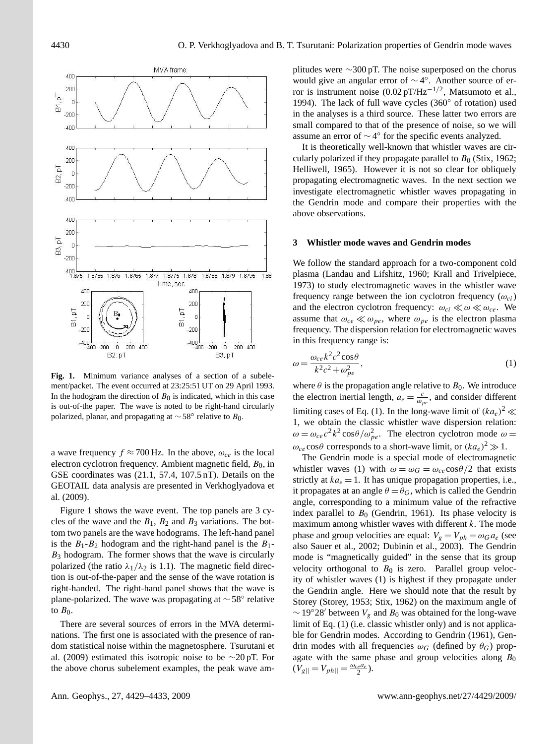**Fig. 1.** Minimum variance analyses of a section of a subelement/packet. The event occurred at 23:25:51 UT on 29 April 1993. In the hodogram the direction of $B_0$ is indicated, which in this case is out-of-the paper. The wave is noted to be right-hand circularly polarized, planar, and propagating at $\sim 58°$ relative to $B_0$.

a wave frequency $f \approx 700$ Hz. In the above, $\omega_{ce}$ is the local electron cyclotron frequency. Ambient magnetic field, $B_0$, in GSE coordinates was (21.1, 57.4, 107.5 nT). Details on the GEOTAIL data analysis are presented in Verkhoglyadova et al. (2009).

Figure 1 shows the wave event. The top panels are 3 cycles of the wave and the $B_1$, $B_2$ and $B_3$ variations. The bottom two panels are the wave hodograms. The left-hand panel is the $B_1$-$B_2$ hodogram and the right-hand panel is the $B_1$-$B_3$ hodogram. The former shows that the wave is circularly polarized (the ratio $\lambda_1/\lambda_2$ is 1.1). The magnetic field direction is out-of-the-paper and the sense of the wave rotation is right-handed. The right-hand panel shows that the wave is plane-polarized. The wave was propagating at $\sim 58°$ relative to $B_0$.

There are several sources of errors in the MVA determinations. The first one is associated with the presence of random statistical noise within the magnetosphere. Tsurutani et al. (2009) estimated this isotropic noise to be $\sim$20 pT. For the above chorus subelement examples, the peak wave amplitudes were $\sim$300 pT. The noise superposed on the chorus would give an angular error of $\sim 4°$. Another source of error is instrument noise (0.02 pT/Hz$^{-1/2}$, Matsumoto et al., 1994). The lack of full wave cycles (360° of rotation) used in the analyses is a third source. These latter two errors are small compared to that of the presence of noise, so we will assume an error of $\sim 4°$ for the specific events analyzed.

It is theoretically well-known that whistler waves are circularly polarized if they propagate parallel to $B_0$ (Stix, 1962; Helliwell, 1965). However it is not so clear for obliquely propagating electromagnetic waves. In the next section we investigate electromagnetic whistler waves propagating in the Gendrin mode and compare their properties with the above observations.

## 3 Whistler mode waves and Gendrin modes

We follow the standard approach for a two-component cold plasma (Landau and Lifshitz, 1960; Krall and Trivelpiece, 1973) to study electromagnetic waves in the whistler wave frequency range between the ion cyclotron frequency ($\omega_{ci}$) and the electron cyclotron frequency: $\omega_{ci} \ll \omega \ll \omega_{ce}$. We assume that $\omega_{ce} \ll \omega_{pe}$, where $\omega_{pe}$ is the electron plasma frequency. The dispersion relation for electromagnetic waves in this frequency range is:

$$\omega = \frac{\omega_{ce} k^2 c^2 \cos\theta}{k^2 c^2 + \omega_{pe}^2}, \tag{1}$$

where $\theta$ is the propagation angle relative to $B_0$. We introduce the electron inertial length, $a_e = \frac{c}{\omega_{pe}}$, and consider different limiting cases of Eq. (1). In the long-wave limit of $(ka_e)^2 \ll 1$, we obtain the classic whistler wave dispersion relation: $\omega = \omega_{ce} c^2 k^2 \cos\theta / \omega_{pe}^2$. The electron cyclotron mode $\omega = \omega_{ce} \cos\theta$ corresponds to a short-wave limit, or $(ka_e)^2 \gg 1$.

The Gendrin mode is a special mode of electromagnetic whistler waves (1) with $\omega = \omega_G = \omega_{ce} \cos\theta / 2$ that exists strictly at $ka_e = 1$. It has unique propagation properties, i.e., it propagates at an angle $\theta = \theta_G$, which is called the Gendrin angle, corresponding to a minimum value of the refractive index parallel to $B_0$ (Gendrin, 1961). Its phase velocity is maximum among whistler waves with different $k$. The mode phase and group velocities are equal: $V_g = V_{ph} = \omega_G a_e$ (see also Sauer et al., 2002; Dubinin et al., 2003). The Gendrin mode is "magnetically guided" in the sense that its group velocity orthogonal to $B_0$ is zero. Parallel group velocity of whistler waves (1) is highest if they propagate under the Gendrin angle. Here we should note that the result by Storey (Storey, 1953; Stix, 1962) on the maximum angle of $\sim 19°28'$ between $V_g$ and $B_0$ was obtained for the long-wave limit of Eq. (1) (i.e. classic whistler only) and is not applicable for Gendrin modes. According to Gendrin (1961), Gendrin modes with all frequencies $\omega_G$ (defined by $\theta_G$) propagate with the same phase and group velocities along $B_0$ ($V_{g||} = V_{ph||} = \frac{\omega_{ce} a_e}{2}$).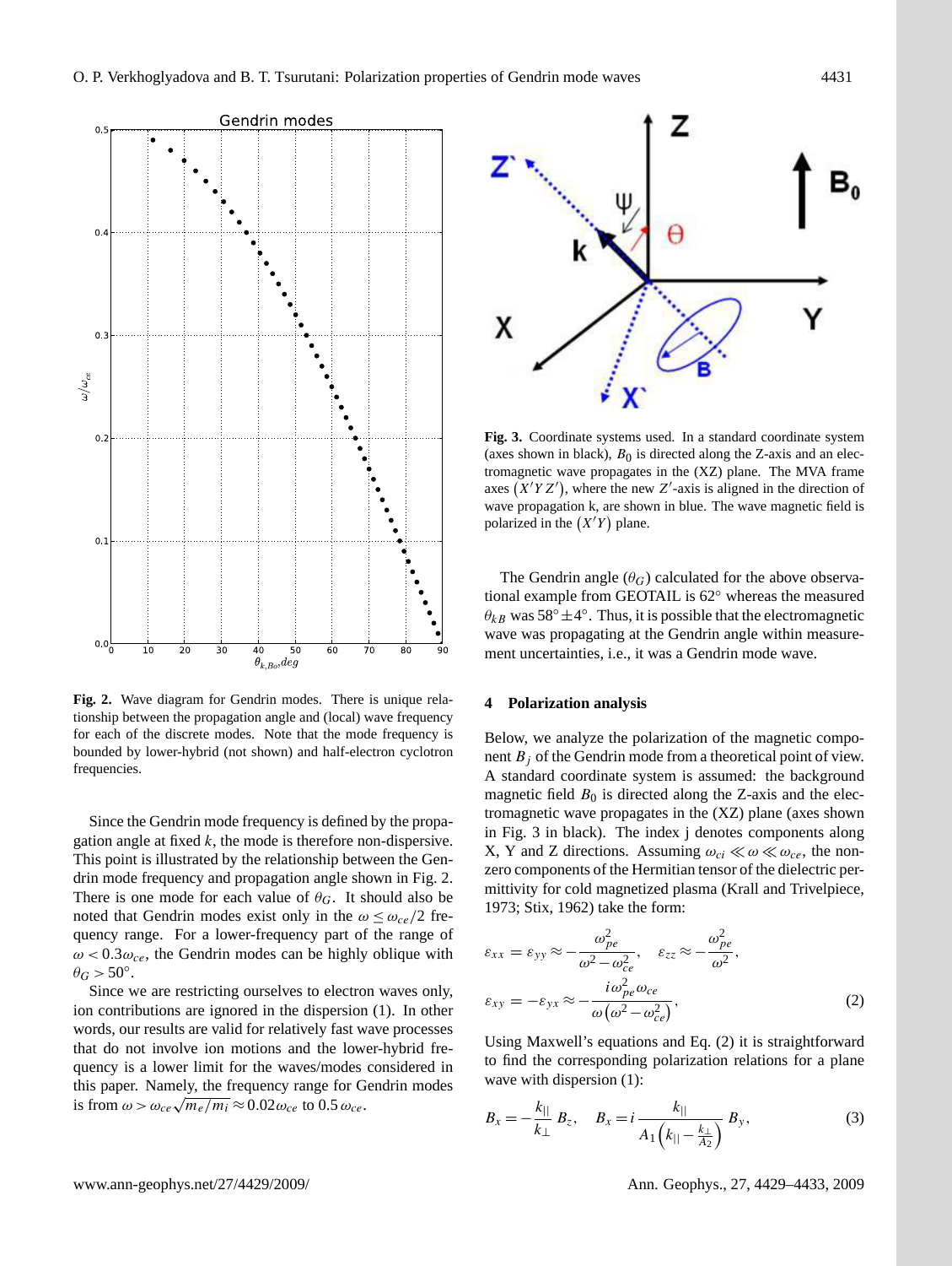Fig. 2. Wave diagram for Gendrin modes. There is unique relationship between the propagation angle and (local) wave frequency for each of the discrete modes. Note that the mode frequency is bounded by lower-hybrid (not shown) and half-electron cyclotron frequencies.

Since the Gendrin mode frequency is defined by the propagation angle at fixed $k$, the mode is therefore non-dispersive. This point is illustrated by the relationship between the Gendrin mode frequency and propagation angle shown in Fig. 2. There is one mode for each value of $\theta_G$. It should also be noted that Gendrin modes exist only in the $\omega \leq \omega_{ce}/2$ frequency range. For a lower-frequency part of the range of $\omega < 0.3\omega_{ce}$, the Gendrin modes can be highly oblique with $\theta_G > 50°$.

Since we are restricting ourselves to electron waves only, ion contributions are ignored in the dispersion (1). In other words, our results are valid for relatively fast wave processes that do not involve ion motions and the lower-hybrid frequency is a lower limit for the waves/modes considered in this paper. Namely, the frequency range for Gendrin modes is from $\omega > \omega_{ce}\sqrt{m_e/m_i} \approx 0.02\omega_{ce}$ to $0.5\,\omega_{ce}$.

Fig. 3. Coordinate systems used. In a standard coordinate system (axes shown in black), $B_0$ is directed along the Z-axis and an electromagnetic wave propagates in the (XZ) plane. The MVA frame axes $(X'YZ')$, where the new $Z'$-axis is aligned in the direction of wave propagation k, are shown in blue. The wave magnetic field is polarized in the $(X'Y)$ plane.

The Gendrin angle ($\theta_G$) calculated for the above observational example from GEOTAIL is 62° whereas the measured $\theta_{kB}$ was 58°±4°. Thus, it is possible that the electromagnetic wave was propagating at the Gendrin angle within measurement uncertainties, i.e., it was a Gendrin mode wave.

## 4 Polarization analysis

Below, we analyze the polarization of the magnetic component $B_j$ of the Gendrin mode from a theoretical point of view. A standard coordinate system is assumed: the background magnetic field $B_0$ is directed along the Z-axis and the electromagnetic wave propagates in the (XZ) plane (axes shown in Fig. 3 in black). The index j denotes components along X, Y and Z directions. Assuming $\omega_{ci} \ll \omega \ll \omega_{ce}$, the non-zero components of the Hermitian tensor of the dielectric permittivity for cold magnetized plasma (Krall and Trivelpiece, 1973; Stix, 1962) take the form:

$$\varepsilon_{xx} = \varepsilon_{yy} \approx -\frac{\omega_{pe}^2}{\omega^2 - \omega_{ce}^2}, \quad \varepsilon_{zz} \approx -\frac{\omega_{pe}^2}{\omega^2},$$
$$\varepsilon_{xy} = -\varepsilon_{yx} \approx -\frac{i\omega_{pe}^2\omega_{ce}}{\omega\left(\omega^2 - \omega_{ce}^2\right)}, \tag{2}$$

Using Maxwell's equations and Eq. (2) it is straightforward to find the corresponding polarization relations for a plane wave with dispersion (1):

$$B_x = -\frac{k_{||}}{k_{\perp}} B_z, \quad B_x = i\frac{k_{||}}{A_1\left(k_{||} - \frac{k_{\perp}}{A_2}\right)} B_y, \tag{3}$$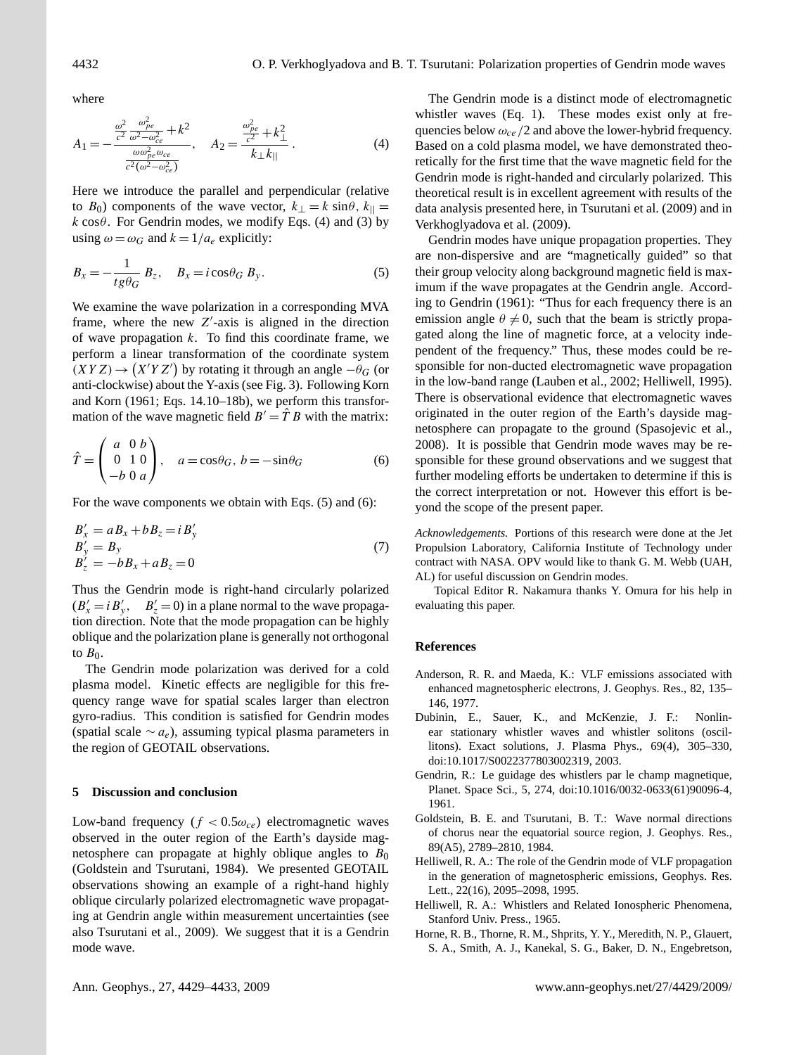where

$$A_1 = -\frac{\frac{\omega^2}{c^2}\frac{\omega_{pe}^2}{\omega^2-\omega_{ce}^2}+k^2}{\frac{\omega\omega_{pe}^2\omega_{ce}}{c^2(\omega^2-\omega_{ce}^2)}}, \quad A_2 = \frac{\frac{\omega_{pe}^2}{c^2}+k_\perp^2}{k_\perp k_{||}}. \tag{4}$$

Here we introduce the parallel and perpendicular (relative to $B_0$) components of the wave vector, $k_\perp = k \sin\theta$, $k_{||} = k \cos\theta$. For Gendrin modes, we modify Eqs. (4) and (3) by using $\omega = \omega_G$ and $k = 1/a_e$ explicitly:

$$B_x = -\frac{1}{tg\theta_G} B_z, \quad B_x = i\cos\theta_G\, B_y. \tag{5}$$

We examine the wave polarization in a corresponding MVA frame, where the new $Z'$-axis is aligned in the direction of wave propagation $k$. To find this coordinate frame, we perform a linear transformation of the coordinate system $(XYZ) \rightarrow (X'Y'Z')$ by rotating it through an angle $-\theta_G$ (or anti-clockwise) about the Y-axis (see Fig. 3). Following Korn and Korn (1961; Eqs. 14.10–18b), we perform this transformation of the wave magnetic field $B' = \hat{T}B$ with the matrix:

$$\hat{T} = \begin{pmatrix} a & 0 & b \\ 0 & 1 & 0 \\ -b & 0 & a \end{pmatrix}, \quad a = \cos\theta_G,\ b = -\sin\theta_G \tag{6}$$

For the wave components we obtain with Eqs. (5) and (6):

$$\begin{aligned} B'_x &= aB_x + bB_z = iB'_y \\ B'_y &= B_y \\ B'_z &= -bB_x + aB_z = 0 \end{aligned} \tag{7}$$

Thus the Gendrin mode is right-hand circularly polarized ($B'_x = iB'_y$, $B'_z = 0$) in a plane normal to the wave propagation direction. Note that the mode propagation can be highly oblique and the polarization plane is generally not orthogonal to $B_0$.

The Gendrin mode polarization was derived for a cold plasma model. Kinetic effects are negligible for this frequency range wave for spatial scales larger than electron gyro-radius. This condition is satisfied for Gendrin modes (spatial scale $\sim a_e$), assuming typical plasma parameters in the region of GEOTAIL observations.

## 5 Discussion and conclusion

Low-band frequency ($f < 0.5\omega_{ce}$) electromagnetic waves observed in the outer region of the Earth's dayside magnetosphere can propagate at highly oblique angles to $B_0$ (Goldstein and Tsurutani, 1984). We presented GEOTAIL observations showing an example of a right-hand highly oblique circularly polarized electromagnetic wave propagating at Gendrin angle within measurement uncertainties (see also Tsurutani et al., 2009). We suggest that it is a Gendrin mode wave.

The Gendrin mode is a distinct mode of electromagnetic whistler waves (Eq. 1). These modes exist only at frequencies below $\omega_{ce}/2$ and above the lower-hybrid frequency. Based on a cold plasma model, we have demonstrated theoretically for the first time that the wave magnetic field for the Gendrin mode is right-handed and circularly polarized. This theoretical result is in excellent agreement with results of the data analysis presented here, in Tsurutani et al. (2009) and in Verkhoglyadova et al. (2009).

Gendrin modes have unique propagation properties. They are non-dispersive and are "magnetically guided" so that their group velocity along background magnetic field is maximum if the wave propagates at the Gendrin angle. According to Gendrin (1961): "Thus for each frequency there is an emission angle $\theta \neq 0$, such that the beam is strictly propagated along the line of magnetic force, at a velocity independent of the frequency." Thus, these modes could be responsible for non-ducted electromagnetic wave propagation in the low-band range (Lauben et al., 2002; Helliwell, 1995). There is observational evidence that electromagnetic waves originated in the outer region of the Earth's dayside magnetosphere can propagate to the ground (Spasojevic et al., 2008). It is possible that Gendrin mode waves may be responsible for these ground observations and we suggest that further modeling efforts be undertaken to determine if this is the correct interpretation or not. However this effort is beyond the scope of the present paper.

*Acknowledgements.* Portions of this research were done at the Jet Propulsion Laboratory, California Institute of Technology under contract with NASA. OPV would like to thank G. M. Webb (UAH, AL) for useful discussion on Gendrin modes.

Topical Editor R. Nakamura thanks Y. Omura for his help in evaluating this paper.

## References

Anderson, R. R. and Maeda, K.: VLF emissions associated with enhanced magnetospheric electrons, J. Geophys. Res., 82, 135–146, 1977.

Dubinin, E., Sauer, K., and McKenzie, J. F.: Nonlinear stationary whistler waves and whistler solitons (oscillitons). Exact solutions, J. Plasma Phys., 69(4), 305–330, doi:10.1017/S0022377803002319, 2003.

Gendrin, R.: Le guidage des whistlers par le champ magnetique, Planet. Space Sci., 5, 274, doi:10.1016/0032-0633(61)90096-4, 1961.

Goldstein, B. E. and Tsurutani, B. T.: Wave normal directions of chorus near the equatorial source region, J. Geophys. Res., 89(A5), 2789–2810, 1984.

Helliwell, R. A.: The role of the Gendrin mode of VLF propagation in the generation of magnetospheric emissions, Geophys. Res. Lett., 22(16), 2095–2098, 1995.

Helliwell, R. A.: Whistlers and Related Ionospheric Phenomena, Stanford Univ. Press., 1965.

Horne, R. B., Thorne, R. M., Shprits, Y. Y., Meredith, N. P., Glauert, S. A., Smith, A. J., Kanekal, S. G., Baker, D. N., Engebretson,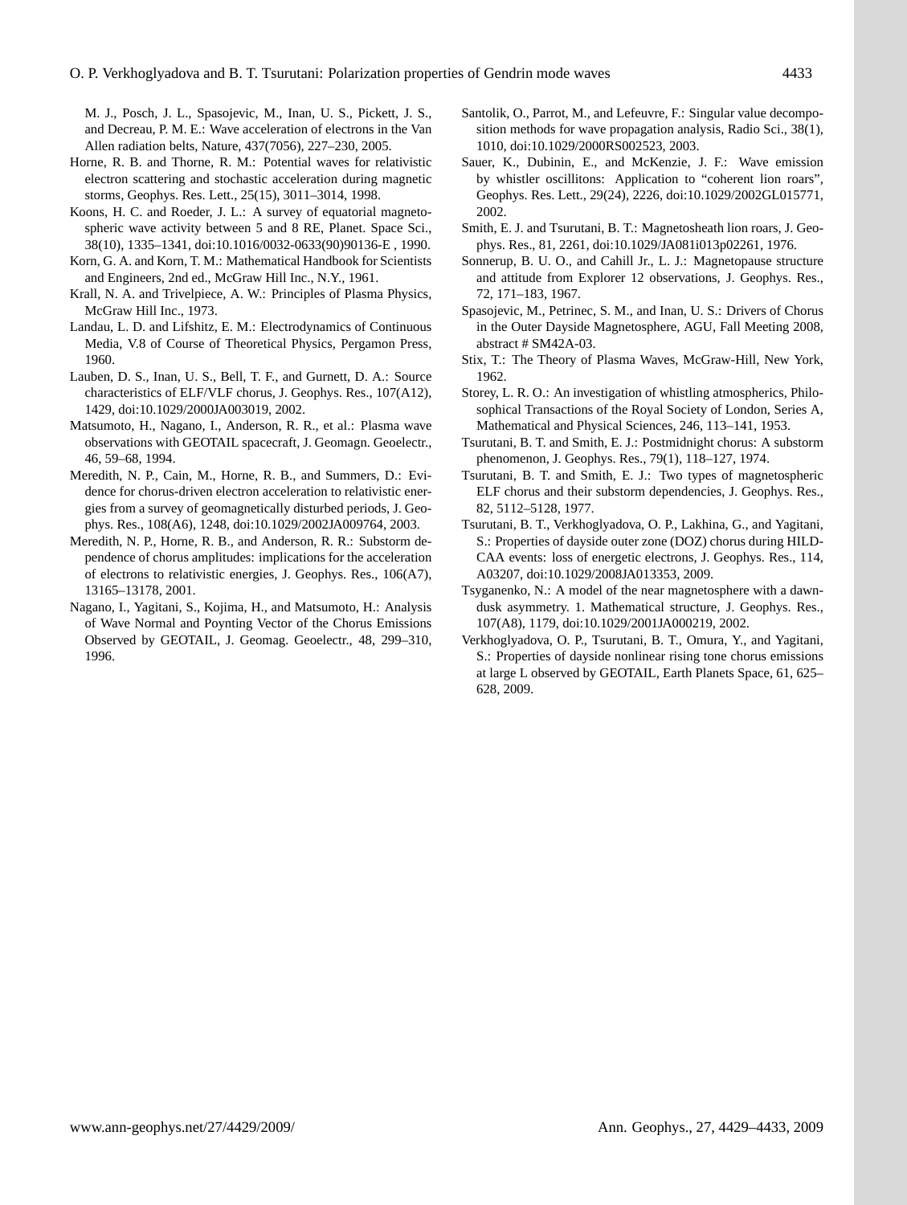M. J., Posch, J. L., Spasojevic, M., Inan, U. S., Pickett, J. S., and Decreau, P. M. E.: Wave acceleration of electrons in the Van Allen radiation belts, Nature, 437(7056), 227–230, 2005.

Horne, R. B. and Thorne, R. M.: Potential waves for relativistic electron scattering and stochastic acceleration during magnetic storms, Geophys. Res. Lett., 25(15), 3011–3014, 1998.

Koons, H. C. and Roeder, J. L.: A survey of equatorial magnetospheric wave activity between 5 and 8 RE, Planet. Space Sci., 38(10), 1335–1341, doi:10.1016/0032-0633(90)90136-E , 1990.

Korn, G. A. and Korn, T. M.: Mathematical Handbook for Scientists and Engineers, 2nd ed., McGraw Hill Inc., N.Y., 1961.

Krall, N. A. and Trivelpiece, A. W.: Principles of Plasma Physics, McGraw Hill Inc., 1973.

Landau, L. D. and Lifshitz, E. M.: Electrodynamics of Continuous Media, V.8 of Course of Theoretical Physics, Pergamon Press, 1960.

Lauben, D. S., Inan, U. S., Bell, T. F., and Gurnett, D. A.: Source characteristics of ELF/VLF chorus, J. Geophys. Res., 107(A12), 1429, doi:10.1029/2000JA003019, 2002.

Matsumoto, H., Nagano, I., Anderson, R. R., et al.: Plasma wave observations with GEOTAIL spacecraft, J. Geomagn. Geoelectr., 46, 59–68, 1994.

Meredith, N. P., Cain, M., Horne, R. B., and Summers, D.: Evidence for chorus-driven electron acceleration to relativistic energies from a survey of geomagnetically disturbed periods, J. Geophys. Res., 108(A6), 1248, doi:10.1029/2002JA009764, 2003.

Meredith, N. P., Horne, R. B., and Anderson, R. R.: Substorm dependence of chorus amplitudes: implications for the acceleration of electrons to relativistic energies, J. Geophys. Res., 106(A7), 13165–13178, 2001.

Nagano, I., Yagitani, S., Kojima, H., and Matsumoto, H.: Analysis of Wave Normal and Poynting Vector of the Chorus Emissions Observed by GEOTAIL, J. Geomag. Geoelectr., 48, 299–310, 1996.

Santolik, O., Parrot, M., and Lefeuvre, F.: Singular value decomposition methods for wave propagation analysis, Radio Sci., 38(1), 1010, doi:10.1029/2000RS002523, 2003.

Sauer, K., Dubinin, E., and McKenzie, J. F.: Wave emission by whistler oscillitons: Application to "coherent lion roars", Geophys. Res. Lett., 29(24), 2226, doi:10.1029/2002GL015771, 2002.

Smith, E. J. and Tsurutani, B. T.: Magnetosheath lion roars, J. Geophys. Res., 81, 2261, doi:10.1029/JA081i013p02261, 1976.

Sonnerup, B. U. O., and Cahill Jr., L. J.: Magnetopause structure and attitude from Explorer 12 observations, J. Geophys. Res., 72, 171–183, 1967.

Spasojevic, M., Petrinec, S. M., and Inan, U. S.: Drivers of Chorus in the Outer Dayside Magnetosphere, AGU, Fall Meeting 2008, abstract # SM42A-03.

Stix, T.: The Theory of Plasma Waves, McGraw-Hill, New York, 1962.

Storey, L. R. O.: An investigation of whistling atmospherics, Philosophical Transactions of the Royal Society of London, Series A, Mathematical and Physical Sciences, 246, 113–141, 1953.

Tsurutani, B. T. and Smith, E. J.: Postmidnight chorus: A substorm phenomenon, J. Geophys. Res., 79(1), 118–127, 1974.

Tsurutani, B. T. and Smith, E. J.: Two types of magnetospheric ELF chorus and their substorm dependencies, J. Geophys. Res., 82, 5112–5128, 1977.

Tsurutani, B. T., Verkhoglyadova, O. P., Lakhina, G., and Yagitani, S.: Properties of dayside outer zone (DOZ) chorus during HILDCAA events: loss of energetic electrons, J. Geophys. Res., 114, A03207, doi:10.1029/2008JA013353, 2009.

Tsyganenko, N.: A model of the near magnetosphere with a dawn-dusk asymmetry. 1. Mathematical structure, J. Geophys. Res., 107(A8), 1179, doi:10.1029/2001JA000219, 2002.

Verkhoglyadova, O. P., Tsurutani, B. T., Omura, Y., and Yagitani, S.: Properties of dayside nonlinear rising tone chorus emissions at large L observed by GEOTAIL, Earth Planets Space, 61, 625–628, 2009.